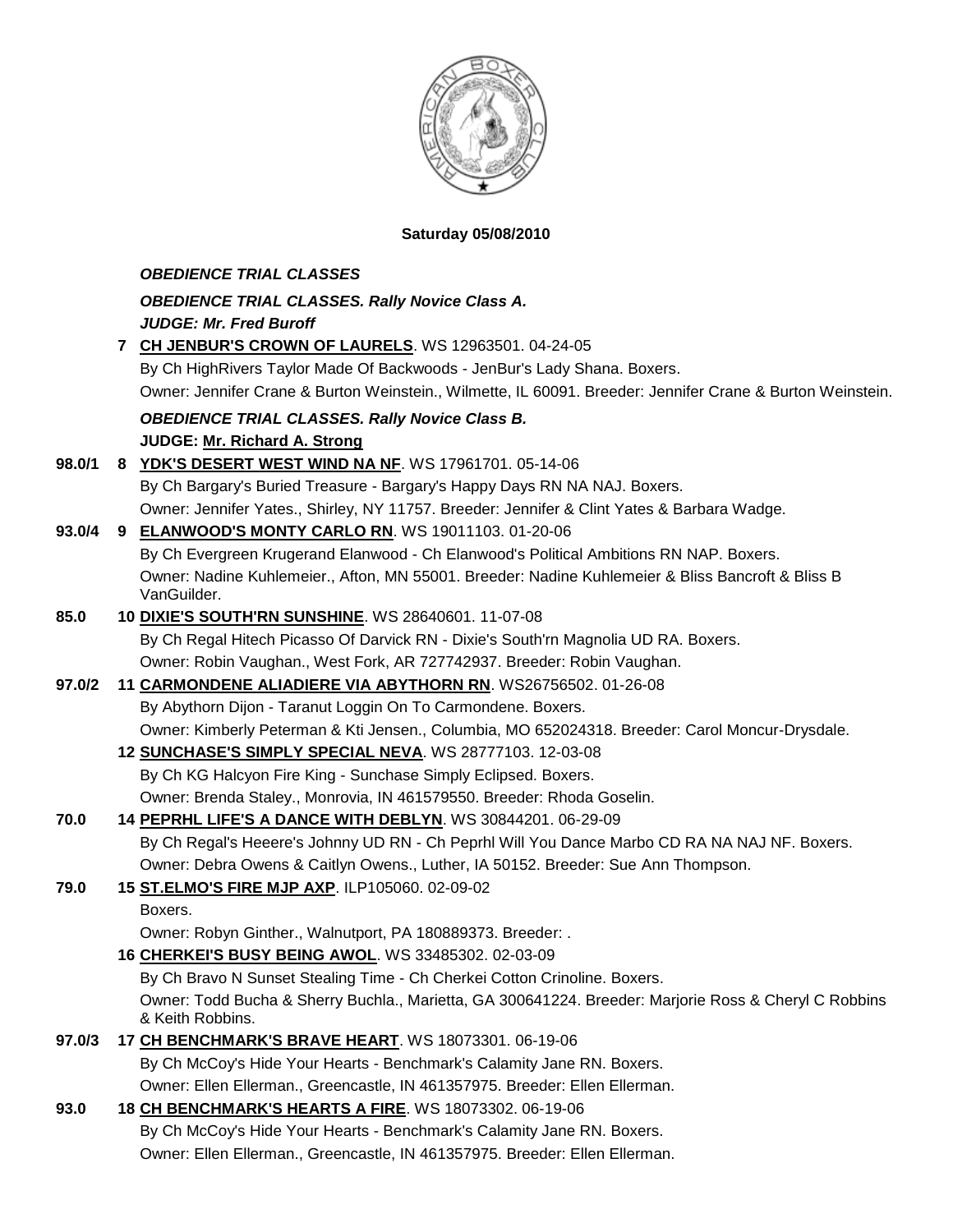**Saturday 05/08/2010**

***OBEDIENCE TRIAL CLASSES***

***OBEDIENCE TRIAL CLASSES. Rally Novice Class A.***

***JUDGE: Mr. Fred Buroff***

**7** **CH JENBUR'S CROWN OF LAURELS**. WS 12963501. 04-24-05
By Ch HighRivers Taylor Made Of Backwoods - JenBur's Lady Shana. Boxers.
Owner: Jennifer Crane & Burton Weinstein., Wilmette, IL 60091. Breeder: Jennifer Crane & Burton Weinstein.

***OBEDIENCE TRIAL CLASSES. Rally Novice Class B.***

**JUDGE: Mr. Richard A. Strong**

**98.0/1** **8** **YDK'S DESERT WEST WIND NA NF**. WS 17961701. 05-14-06
By Ch Bargary's Buried Treasure - Bargary's Happy Days RN NA NAJ. Boxers.
Owner: Jennifer Yates., Shirley, NY 11757. Breeder: Jennifer & Clint Yates & Barbara Wadge.

**93.0/4** **9** **ELANWOOD'S MONTY CARLO RN**. WS 19011103. 01-20-06
By Ch Evergreen Krugerand Elanwood - Ch Elanwood's Political Ambitions RN NAP. Boxers.
Owner: Nadine Kuhlemeier., Afton, MN 55001. Breeder: Nadine Kuhlemeier & Bliss Bancroft & Bliss B VanGuilder.

**85.0** **10** **DIXIE'S SOUTH'RN SUNSHINE**. WS 28640601. 11-07-08
By Ch Regal Hitech Picasso Of Darvick RN - Dixie's South'rn Magnolia UD RA. Boxers.
Owner: Robin Vaughan., West Fork, AR 727742937. Breeder: Robin Vaughan.

**97.0/2** **11** **CARMONDENE ALIADIERE VIA ABYTHORN RN**. WS26756502. 01-26-08
By Abythorn Dijon - Taranut Loggin On To Carmondene. Boxers.
Owner: Kimberly Peterman & Kti Jensen., Columbia, MO 652024318. Breeder: Carol Moncur-Drysdale.

**12** **SUNCHASE'S SIMPLY SPECIAL NEVA**. WS 28777103. 12-03-08
By Ch KG Halcyon Fire King - Sunchase Simply Eclipsed. Boxers.
Owner: Brenda Staley., Monrovia, IN 461579550. Breeder: Rhoda Goselin.

**70.0** **14** **PEPRHL LIFE'S A DANCE WITH DEBLYN**. WS 30844201. 06-29-09
By Ch Regal's Heeere's Johnny UD RN - Ch Peprhl Will You Dance Marbo CD RA NA NAJ NF. Boxers.
Owner: Debra Owens & Caitlyn Owens., Luther, IA 50152. Breeder: Sue Ann Thompson.

**79.0** **15** **ST.ELMO'S FIRE MJP AXP**. ILP105060. 02-09-02
Boxers.
Owner: Robyn Ginther., Walnutport, PA 180889373. Breeder: .

**16** **CHERKEI'S BUSY BEING AWOL**. WS 33485302. 02-03-09
By Ch Bravo N Sunset Stealing Time - Ch Cherkei Cotton Crinoline. Boxers.
Owner: Todd Bucha & Sherry Buchla., Marietta, GA 300641224. Breeder: Marjorie Ross & Cheryl C Robbins & Keith Robbins.

**97.0/3** **17** **CH BENCHMARK'S BRAVE HEART**. WS 18073301. 06-19-06
By Ch McCoy's Hide Your Hearts - Benchmark's Calamity Jane RN. Boxers.
Owner: Ellen Ellerman., Greencastle, IN 461357975. Breeder: Ellen Ellerman.

**93.0** **18** **CH BENCHMARK'S HEARTS A FIRE**. WS 18073302. 06-19-06
By Ch McCoy's Hide Your Hearts - Benchmark's Calamity Jane RN. Boxers.
Owner: Ellen Ellerman., Greencastle, IN 461357975. Breeder: Ellen Ellerman.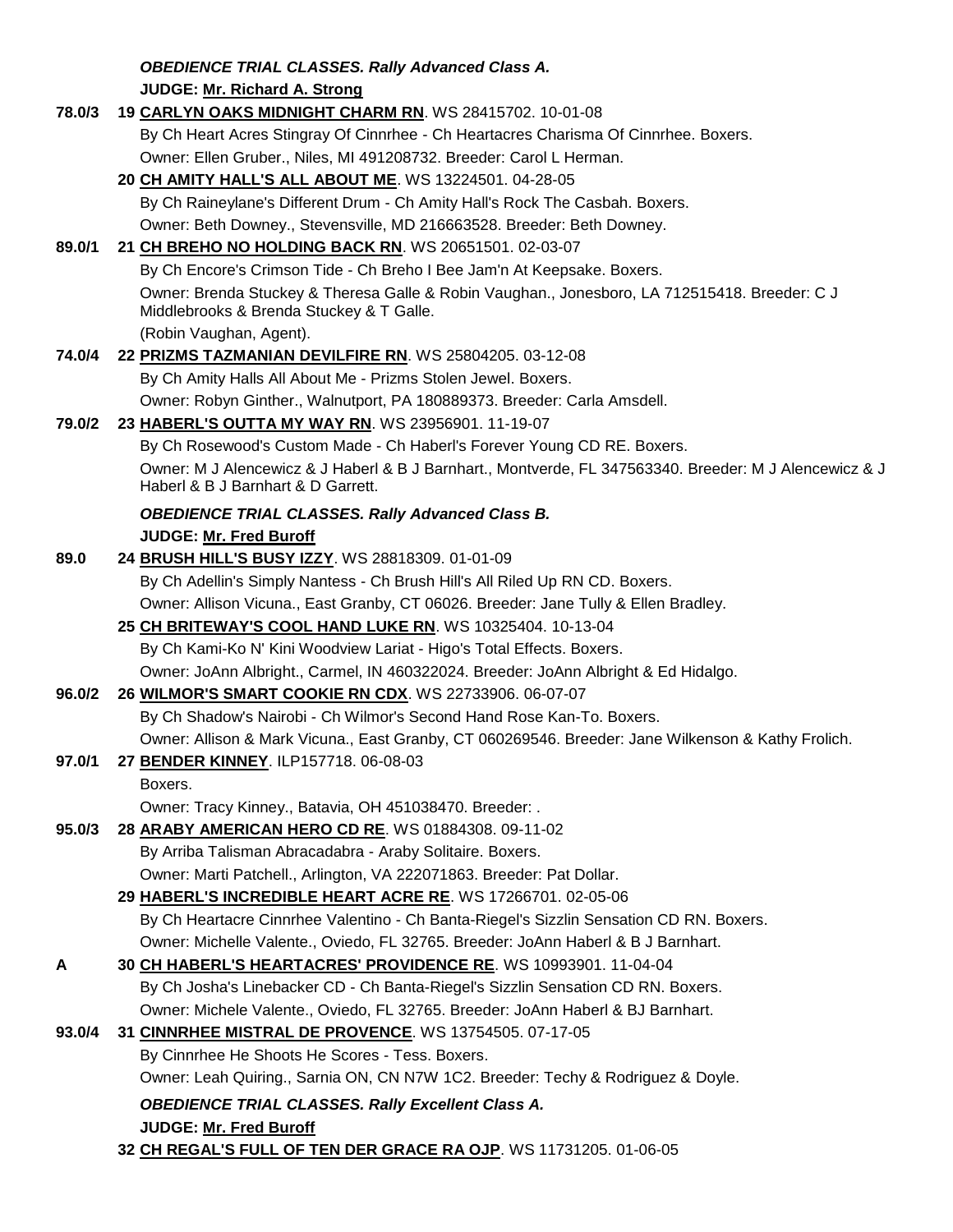***OBEDIENCE TRIAL CLASSES. Rally Advanced Class A.***

**JUDGE: Mr. Richard A. Strong**

**78.0/3** 19 **CARLYN OAKS MIDNIGHT CHARM RN**. WS 28415702. 10-01-08
By Ch Heart Acres Stingray Of Cinnrhee - Ch Heartacres Charisma Of Cinnrhee. Boxers.
Owner: Ellen Gruber., Niles, MI 491208732. Breeder: Carol L Herman.

20 **CH AMITY HALL'S ALL ABOUT ME**. WS 13224501. 04-28-05
By Ch Raineylane's Different Drum - Ch Amity Hall's Rock The Casbah. Boxers.
Owner: Beth Downey., Stevensville, MD 216663528. Breeder: Beth Downey.

**89.0/1** 21 **CH BREHO NO HOLDING BACK RN**. WS 20651501. 02-03-07
By Ch Encore's Crimson Tide - Ch Breho I Bee Jam'n At Keepsake. Boxers.
Owner: Brenda Stuckey & Theresa Galle & Robin Vaughan., Jonesboro, LA 712515418. Breeder: C J Middlebrooks & Brenda Stuckey & T Galle.
(Robin Vaughan, Agent).

**74.0/4** 22 **PRIZMS TAZMANIAN DEVILFIRE RN**. WS 25804205. 03-12-08
By Ch Amity Halls All About Me - Prizms Stolen Jewel. Boxers.
Owner: Robyn Ginther., Walnutport, PA 180889373. Breeder: Carla Amsdell.

**79.0/2** 23 **HABERL'S OUTTA MY WAY RN**. WS 23956901. 11-19-07
By Ch Rosewood's Custom Made - Ch Haberl's Forever Young CD RE. Boxers.
Owner: M J Alencewicz & J Haberl & B J Barnhart., Montverde, FL 347563340. Breeder: M J Alencewicz & J Haberl & B J Barnhart & D Garrett.

***OBEDIENCE TRIAL CLASSES. Rally Advanced Class B.***

**JUDGE: Mr. Fred Buroff**

**89.0** 24 **BRUSH HILL'S BUSY IZZY**. WS 28818309. 01-01-09
By Ch Adellin's Simply Nantess - Ch Brush Hill's All Riled Up RN CD. Boxers.
Owner: Allison Vicuna., East Granby, CT 06026. Breeder: Jane Tully & Ellen Bradley.

25 **CH BRITEWAY'S COOL HAND LUKE RN**. WS 10325404. 10-13-04
By Ch Kami-Ko N' Kini Woodview Lariat - Higo's Total Effects. Boxers.
Owner: JoAnn Albright., Carmel, IN 460322024. Breeder: JoAnn Albright & Ed Hidalgo.

**96.0/2** 26 **WILMOR'S SMART COOKIE RN CDX**. WS 22733906. 06-07-07
By Ch Shadow's Nairobi - Ch Wilmor's Second Hand Rose Kan-To. Boxers.
Owner: Allison & Mark Vicuna., East Granby, CT 060269546. Breeder: Jane Wilkenson & Kathy Frolich.

**97.0/1** 27 **BENDER KINNEY**. ILP157718. 06-08-03
Boxers.
Owner: Tracy Kinney., Batavia, OH 451038470. Breeder: .

**95.0/3** 28 **ARABY AMERICAN HERO CD RE**. WS 01884308. 09-11-02
By Arriba Talisman Abracadabra - Araby Solitaire. Boxers.
Owner: Marti Patchell., Arlington, VA 222071863. Breeder: Pat Dollar.

29 **HABERL'S INCREDIBLE HEART ACRE RE**. WS 17266701. 02-05-06
By Ch Heartacre Cinnrhee Valentino - Ch Banta-Riegel's Sizzlin Sensation CD RN. Boxers.
Owner: Michelle Valente., Oviedo, FL 32765. Breeder: JoAnn Haberl & B J Barnhart.

**A** 30 **CH HABERL'S HEARTACRES' PROVIDENCE RE**. WS 10993901. 11-04-04
By Ch Josha's Linebacker CD - Ch Banta-Riegel's Sizzlin Sensation CD RN. Boxers.
Owner: Michele Valente., Oviedo, FL 32765. Breeder: JoAnn Haberl & BJ Barnhart.

**93.0/4** 31 **CINNRHEE MISTRAL DE PROVENCE**. WS 13754505. 07-17-05
By Cinnrhee He Shoots He Scores - Tess. Boxers.
Owner: Leah Quiring., Sarnia ON, CN N7W 1C2. Breeder: Techy & Rodriguez & Doyle.

***OBEDIENCE TRIAL CLASSES. Rally Excellent Class A.***

**JUDGE: Mr. Fred Buroff**

32 **CH REGAL'S FULL OF TEN DER GRACE RA OJP**. WS 11731205. 01-06-05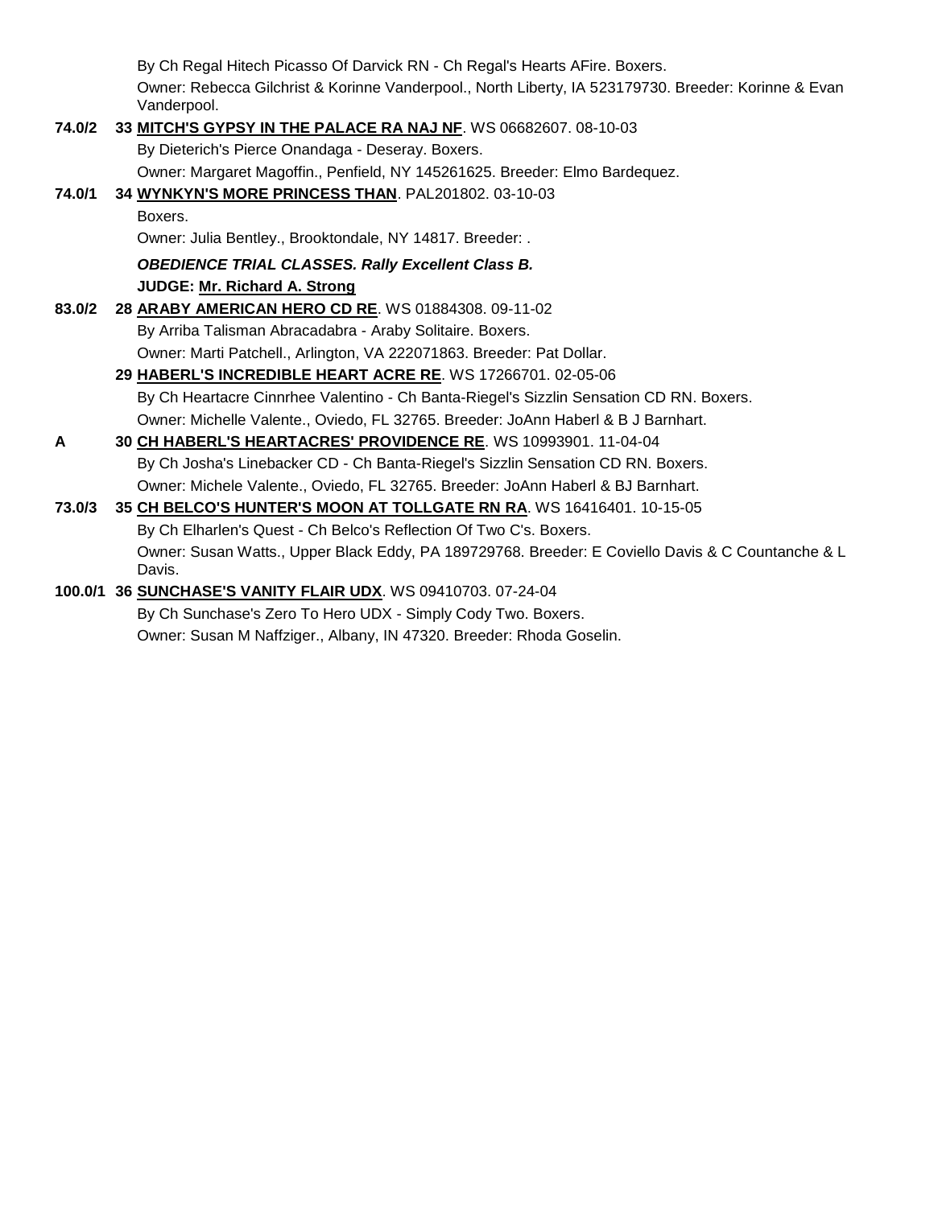By Ch Regal Hitech Picasso Of Darvick RN - Ch Regal's Hearts AFire. Boxers.

Owner: Rebecca Gilchrist & Korinne Vanderpool., North Liberty, IA 523179730. Breeder: Korinne & Evan Vanderpool.

**74.0/2** **33 MITCH'S GYPSY IN THE PALACE RA NAJ NF**. WS 06682607. 08-10-03

By Dieterich's Pierce Onandaga - Deseray. Boxers.

Owner: Margaret Magoffin., Penfield, NY 145261625. Breeder: Elmo Bardequez.

**74.0/1** **34 WYNKYN'S MORE PRINCESS THAN**. PAL201802. 03-10-03

Boxers.

Owner: Julia Bentley., Brooktondale, NY 14817. Breeder: .

***OBEDIENCE TRIAL CLASSES. Rally Excellent Class B.***

**JUDGE: Mr. Richard A. Strong**

**83.0/2** **28 ARABY AMERICAN HERO CD RE**. WS 01884308. 09-11-02

By Arriba Talisman Abracadabra - Araby Solitaire. Boxers.

Owner: Marti Patchell., Arlington, VA 222071863. Breeder: Pat Dollar.

**29 HABERL'S INCREDIBLE HEART ACRE RE**. WS 17266701. 02-05-06

By Ch Heartacre Cinnrhee Valentino - Ch Banta-Riegel's Sizzlin Sensation CD RN. Boxers.

Owner: Michelle Valente., Oviedo, FL 32765. Breeder: JoAnn Haberl & B J Barnhart.

**A** **30 CH HABERL'S HEARTACRES' PROVIDENCE RE**. WS 10993901. 11-04-04

By Ch Josha's Linebacker CD - Ch Banta-Riegel's Sizzlin Sensation CD RN. Boxers.

Owner: Michele Valente., Oviedo, FL 32765. Breeder: JoAnn Haberl & BJ Barnhart.

**73.0/3** **35 CH BELCO'S HUNTER'S MOON AT TOLLGATE RN RA**. WS 16416401. 10-15-05

By Ch Elharlen's Quest - Ch Belco's Reflection Of Two C's. Boxers.

Owner: Susan Watts., Upper Black Eddy, PA 189729768. Breeder: E Coviello Davis & C Countanche & L Davis.

**100.0/1** **36 SUNCHASE'S VANITY FLAIR UDX**. WS 09410703. 07-24-04

By Ch Sunchase's Zero To Hero UDX - Simply Cody Two. Boxers.

Owner: Susan M Naffziger., Albany, IN 47320. Breeder: Rhoda Goselin.